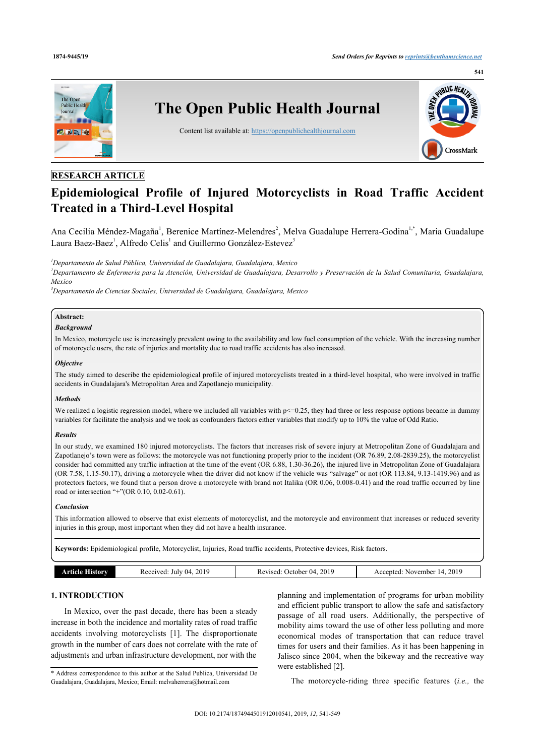RESEARCH ARTICLE

# Epidemiological Profile of Injured Motorcyclists in Road Traffic Accident Treated in a Third-Level Hospital

Ana Cecilia Méndez-Magaña[1], Berenice Martínez-Melendres[2], Melva Guadalupe Herrera-Godina[1,*], Maria Guadalupe Laura Baez-Baez[1], Alfredo Celis[1] and Guillermo González-Estevez[3]

[1]*Departamento de Salud Pública, Universidad de Guadalajara, Guadalajara, Mexico*
[2]*Departamento de Enfermería para la Atención, Universidad de Guadalajara, Desarrollo y Preservación de la Salud Comunitaria, Guadalajara, Mexico*
[3]*Departamento de Ciencias Sociales, Universidad de Guadalajara, Guadalajara, Mexico*

**Abstract:**

***Background***

In Mexico, motorcycle use is increasingly prevalent owing to the availability and low fuel consumption of the vehicle. With the increasing number of motorcycle users, the rate of injuries and mortality due to road traffic accidents has also increased.

***Objective***

The study aimed to describe the epidemiological profile of injured motorcyclists treated in a third-level hospital, who were involved in traffic accidents in Guadalajara's Metropolitan Area and Zapotlanejo municipality.

***Methods***

We realized a logistic regression model, where we included all variables with p<=0.25, they had three or less response options became in dummy variables for facilitate the analysis and we took as confounders factors either variables that modify up to 10% the value of Odd Ratio.

***Results***

In our study, we examined 180 injured motorcyclists. The factors that increases risk of severe injury at Metropolitan Zone of Guadalajara and Zapotlanejo's town were as follows: the motorcycle was not functioning properly prior to the incident (OR 76.89, 2.08-2839.25), the motorcyclist consider had committed any traffic infraction at the time of the event (OR 6.88, 1.30-36.26), the injured live in Metropolitan Zone of Guadalajara (OR 7.58, 1.15-50.17), driving a motorcycle when the driver did not know if the vehicle was "salvage" or not (OR 113.84, 9.13-1419.96) and as protectors factors, we found that a person drove a motorcycle with brand not Italika (OR 0.06, 0.008-0.41) and the road traffic occurred by line road or intersection "+"(OR 0.10, 0.02-0.61).

***Conclusion***

This information allowed to observe that exist elements of motorcyclist, and the motorcycle and environment that increases or reduced severity injuries in this group, most important when they did not have a health insurance.

**Keywords:** Epidemiological profile, Motorcyclist, Injuries, Road traffic accidents, Protective devices, Risk factors.

| Article History | Received: July 04, 2019 | Revised: October 04, 2019 | Accepted: November 14, 2019 |
|---|---|---|---|

## 1. INTRODUCTION

In Mexico, over the past decade, there has been a steady increase in both the incidence and mortality rates of road traffic accidents involving motorcyclists [1]. The disproportionate growth in the number of cars does not correlate with the rate of adjustments and urban infrastructure development, nor with the planning and implementation of programs for urban mobility and efficient public transport to allow the safe and satisfactory passage of all road users. Additionally, the perspective of mobility aims toward the use of other less polluting and more economical modes of transportation that can reduce travel times for users and their families. As it has been happening in Jalisco since 2004, when the bikeway and the recreative way were established [2].

The motorcycle-riding three specific features (*i.e.,* the

\* Address correspondence to this author at the Salud Publica, Universidad De Guadalajara, Guadalajara, Mexico; Email: melvaherrera@hotmail.com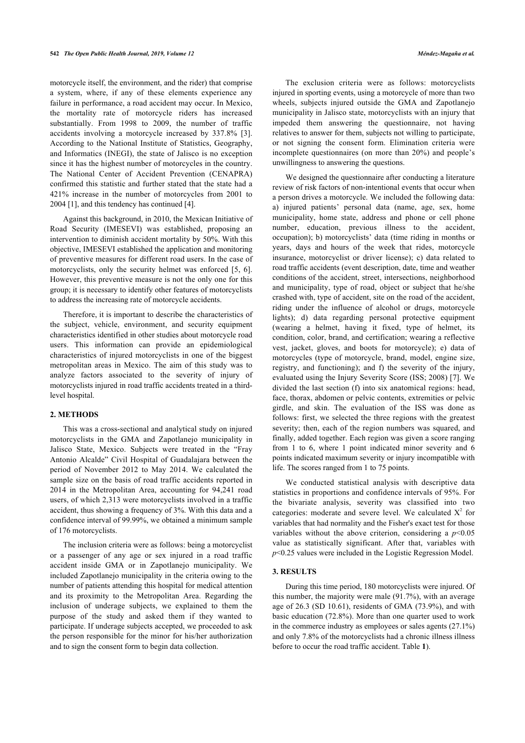motorcycle itself, the environment, and the rider) that comprise a system, where, if any of these elements experience any failure in performance, a road accident may occur. In Mexico, the mortality rate of motorcycle riders has increased substantially. From 1998 to 2009, the number of traffic accidents involving a motorcycle increased by 337.8% [3]. According to the National Institute of Statistics, Geography, and Informatics (INEGI), the state of Jalisco is no exception since it has the highest number of motorcycles in the country. The National Center of Accident Prevention (CENAPRA) confirmed this statistic and further stated that the state had a 421% increase in the number of motorcycles from 2001 to 2004 [1], and this tendency has continued [4].

Against this background, in 2010, the Mexican Initiative of Road Security (IMESEVI) was established, proposing an intervention to diminish accident mortality by 50%. With this objective, IMESEVI established the application and monitoring of preventive measures for different road users. In the case of motorcyclists, only the security helmet was enforced [5, 6]. However, this preventive measure is not the only one for this group; it is necessary to identify other features of motorcyclists to address the increasing rate of motorcycle accidents.

Therefore, it is important to describe the characteristics of the subject, vehicle, environment, and security equipment characteristics identified in other studies about motorcycle road users. This information can provide an epidemiological characteristics of injured motorcyclists in one of the biggest metropolitan areas in Mexico. The aim of this study was to analyze factors associated to the severity of injury of motorcyclists injured in road traffic accidents treated in a third-level hospital.

## 2. METHODS

This was a cross-sectional and analytical study on injured motorcyclists in the GMA and Zapotlanejo municipality in Jalisco State, Mexico. Subjects were treated in the "Fray Antonio Alcalde" Civil Hospital of Guadalajara between the period of November 2012 to May 2014. We calculated the sample size on the basis of road traffic accidents reported in 2014 in the Metropolitan Area, accounting for 94,241 road users, of which 2,313 were motorcyclists involved in a traffic accident, thus showing a frequency of 3%. With this data and a confidence interval of 99.99%, we obtained a minimum sample of 176 motorcyclists.

The inclusion criteria were as follows: being a motorcyclist or a passenger of any age or sex injured in a road traffic accident inside GMA or in Zapotlanejo municipality. We included Zapotlanejo municipality in the criteria owing to the number of patients attending this hospital for medical attention and its proximity to the Metropolitan Area. Regarding the inclusion of underage subjects, we explained to them the purpose of the study and asked them if they wanted to participate. If underage subjects accepted, we proceeded to ask the person responsible for the minor for his/her authorization and to sign the consent form to begin data collection.

The exclusion criteria were as follows: motorcyclists injured in sporting events, using a motorcycle of more than two wheels, subjects injured outside the GMA and Zapotlanejo municipality in Jalisco state, motorcyclists with an injury that impeded them answering the questionnaire, not having relatives to answer for them, subjects not willing to participate, or not signing the consent form. Elimination criteria were incomplete questionnaires (on more than 20%) and people's unwillingness to answering the questions.

We designed the questionnaire after conducting a literature review of risk factors of non-intentional events that occur when a person drives a motorcycle. We included the following data: a) injured patients' personal data (name, age, sex, home municipality, home state, address and phone or cell phone number, education, previous illness to the accident, occupation); b) motorcyclists' data (time riding in months or years, days and hours of the week that rides, motorcycle insurance, motorcyclist or driver license); c) data related to road traffic accidents (event description, date, time and weather conditions of the accident, street, intersections, neighborhood and municipality, type of road, object or subject that he/she crashed with, type of accident, site on the road of the accident, riding under the influence of alcohol or drugs, motorcycle lights); d) data regarding personal protective equipment (wearing a helmet, having it fixed, type of helmet, its condition, color, brand, and certification; wearing a reflective vest, jacket, gloves, and boots for motorcycle); e) data of motorcycles (type of motorcycle, brand, model, engine size, registry, and functioning); and f) the severity of the injury, evaluated using the Injury Severity Score (ISS; 2008) [7]. We divided the last section (f) into six anatomical regions: head, face, thorax, abdomen or pelvic contents, extremities or pelvic girdle, and skin. The evaluation of the ISS was done as follows: first, we selected the three regions with the greatest severity; then, each of the region numbers was squared, and finally, added together. Each region was given a score ranging from 1 to 6, where 1 point indicated minor severity and 6 points indicated maximum severity or injury incompatible with life. The scores ranged from 1 to 75 points.

We conducted statistical analysis with descriptive data statistics in proportions and confidence intervals of 95%. For the bivariate analysis, severity was classified into two categories: moderate and severe level. We calculated $X^2$ for variables that had normality and the Fisher's exact test for those variables without the above criterion, considering a $p<0.05$ value as statistically significant. After that, variables with $p<0.25$ values were included in the Logistic Regression Model.

## 3. RESULTS

During this time period, 180 motorcyclists were injured. Of this number, the majority were male (91.7%), with an average age of 26.3 (SD 10.61), residents of GMA (73.9%), and with basic education (72.8%). More than one quarter used to work in the commerce industry as employees or sales agents (27.1%) and only 7.8% of the motorcyclists had a chronic illness illness before to occur the road traffic accident. Table **1**).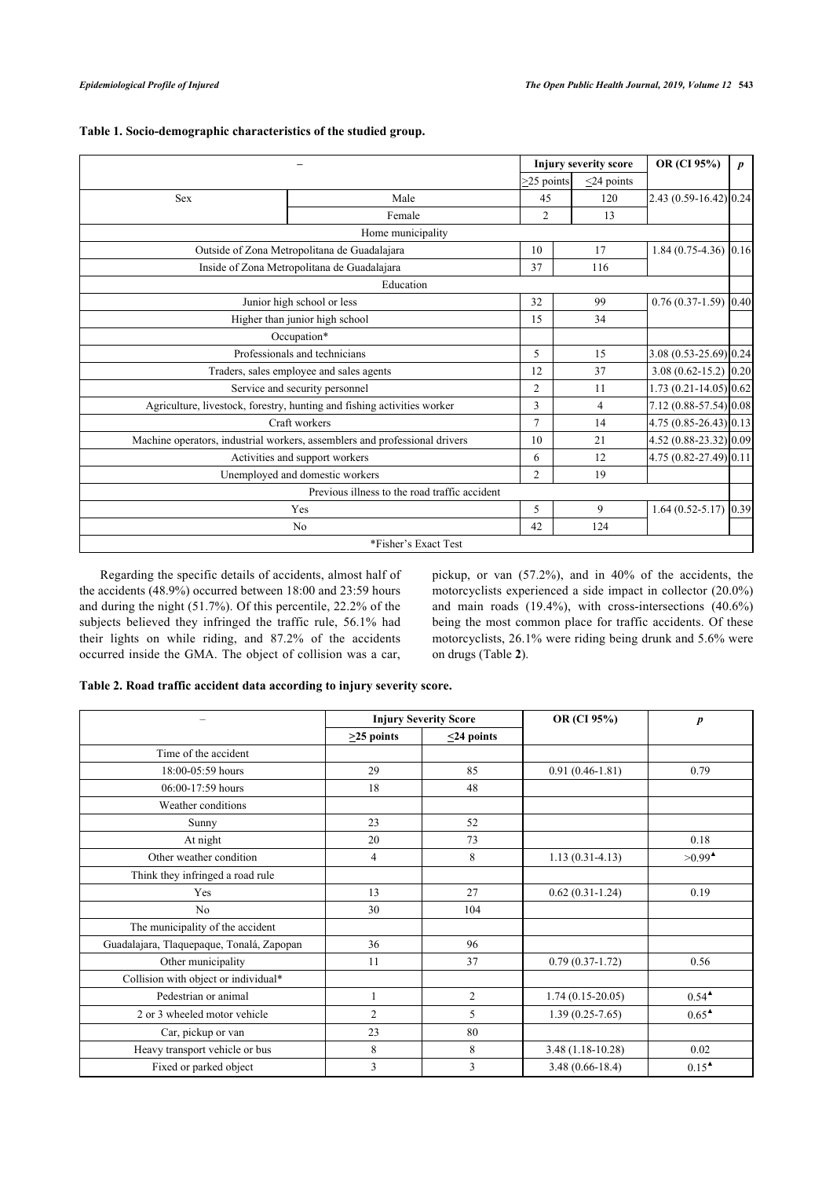**Table 1. Socio-demographic characteristics of the studied group.**

| – | | Injury severity score | | OR (CI 95%) | p |
|---|---|---|---|---|---|
| | | ≥25 points | ≤24 points | | |
| Sex | Male | 45 | 120 | 2.43 (0.59-16.42) | 0.24 |
| | Female | 2 | 13 | | |
| Home municipality | | | | | |
| Outside of Zona Metropolitana de Guadalajara | | 10 | 17 | 1.84 (0.75-4.36) | 0.16 |
| Inside of Zona Metropolitana de Guadalajara | | 37 | 116 | | |
| Education | | | | | |
| Junior high school or less | | 32 | 99 | 0.76 (0.37-1.59) | 0.40 |
| Higher than junior high school | | 15 | 34 | | |
| Occupation* | | | | | |
| Professionals and technicians | | 5 | 15 | 3.08 (0.53-25.69) | 0.24 |
| Traders, sales employee and sales agents | | 12 | 37 | 3.08 (0.62-15.2) | 0.20 |
| Service and security personnel | | 2 | 11 | 1.73 (0.21-14.05) | 0.62 |
| Agriculture, livestock, forestry, hunting and fishing activities worker | | 3 | 4 | 7.12 (0.88-57.54) | 0.08 |
| Craft workers | | 7 | 14 | 4.75 (0.85-26.43) | 0.13 |
| Machine operators, industrial workers, assemblers and professional drivers | | 10 | 21 | 4.52 (0.88-23.32) | 0.09 |
| Activities and support workers | | 6 | 12 | 4.75 (0.82-27.49) | 0.11 |
| Unemployed and domestic workers | | 2 | 19 | | |
| Previous illness to the road traffic accident | | | | | |
| Yes | | 5 | 9 | 1.64 (0.52-5.17) | 0.39 |
| No | | 42 | 124 | | |
| *Fisher's Exact Test | | | | | |

Regarding the specific details of accidents, almost half of the accidents (48.9%) occurred between 18:00 and 23:59 hours and during the night (51.7%). Of this percentile, 22.2% of the subjects believed they infringed the traffic rule, 56.1% had their lights on while riding, and 87.2% of the accidents occurred inside the GMA. The object of collision was a car, pickup, or van (57.2%), and in 40% of the accidents, the motorcyclists experienced a side impact in collector (20.0%) and main roads (19.4%), with cross-intersections (40.6%) being the most common place for traffic accidents. Of these motorcyclists, 26.1% were riding being drunk and 5.6% were on drugs (Table **2**).

**Table 2. Road traffic accident data according to injury severity score.**

| – | Injury Severity Score | | OR (CI 95%) | p |
|---|---|---|---|---|
| | ≥25 points | ≤24 points | | |
| Time of the accident | | | | |
| 18:00-05:59 hours | 29 | 85 | 0.91 (0.46-1.81) | 0.79 |
| 06:00-17:59 hours | 18 | 48 | | |
| Weather conditions | | | | |
| Sunny | 23 | 52 | | |
| At night | 20 | 73 | | 0.18 |
| Other weather condition | 4 | 8 | 1.13 (0.31-4.13) | >0.99▲ |
| Think they infringed a road rule | | | | |
| Yes | 13 | 27 | 0.62 (0.31-1.24) | 0.19 |
| No | 30 | 104 | | |
| The municipality of the accident | | | | |
| Guadalajara, Tlaquepaque, Tonalá, Zapopan | 36 | 96 | | |
| Other municipality | 11 | 37 | 0.79 (0.37-1.72) | 0.56 |
| Collision with object or individual* | | | | |
| Pedestrian or animal | 1 | 2 | 1.74 (0.15-20.05) | 0.54▲ |
| 2 or 3 wheeled motor vehicle | 2 | 5 | 1.39 (0.25-7.65) | 0.65▲ |
| Car, pickup or van | 23 | 80 | | |
| Heavy transport vehicle or bus | 8 | 8 | 3.48 (1.18-10.28) | 0.02 |
| Fixed or parked object | 3 | 3 | 3.48 (0.66-18.4) | 0.15▲ |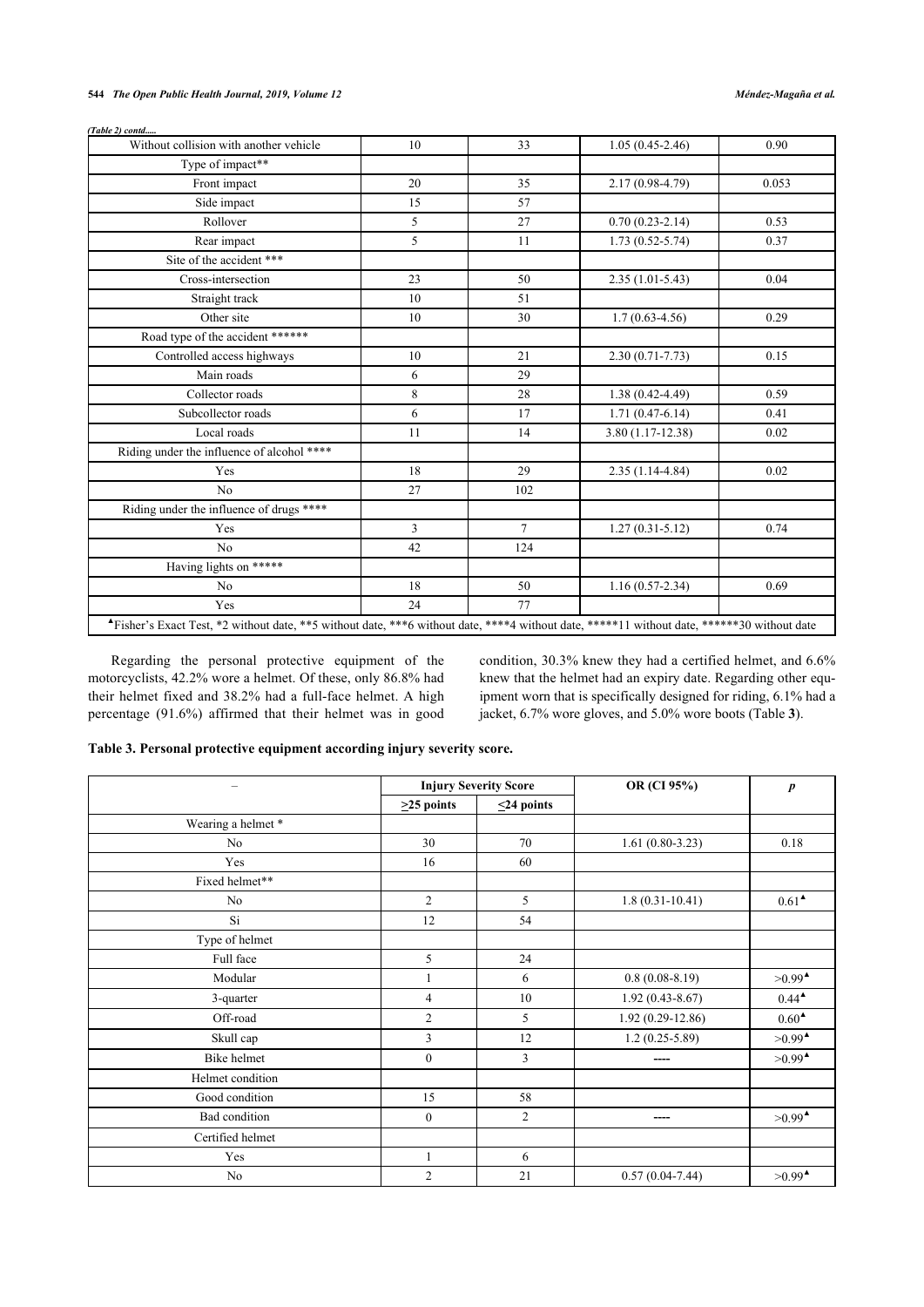*(Table 2) contd.....*

| | | | | |
|---|---|---|---|---|
| Without collision with another vehicle | 10 | 33 | 1.05 (0.45-2.46) | 0.90 |
| Type of impact** | | | | |
| Front impact | 20 | 35 | 2.17 (0.98-4.79) | 0.053 |
| Side impact | 15 | 57 | | |
| Rollover | 5 | 27 | 0.70 (0.23-2.14) | 0.53 |
| Rear impact | 5 | 11 | 1.73 (0.52-5.74) | 0.37 |
| Site of the accident *** | | | | |
| Cross-intersection | 23 | 50 | 2.35 (1.01-5.43) | 0.04 |
| Straight track | 10 | 51 | | |
| Other site | 10 | 30 | 1.7 (0.63-4.56) | 0.29 |
| Road type of the accident ****** | | | | |
| Controlled access highways | 10 | 21 | 2.30 (0.71-7.73) | 0.15 |
| Main roads | 6 | 29 | | |
| Collector roads | 8 | 28 | 1.38 (0.42-4.49) | 0.59 |
| Subcollector roads | 6 | 17 | 1.71 (0.47-6.14) | 0.41 |
| Local roads | 11 | 14 | 3.80 (1.17-12.38) | 0.02 |
| Riding under the influence of alcohol **** | | | | |
| Yes | 18 | 29 | 2.35 (1.14-4.84) | 0.02 |
| No | 27 | 102 | | |
| Riding under the influence of drugs **** | | | | |
| Yes | 3 | 7 | 1.27 (0.31-5.12) | 0.74 |
| No | 42 | 124 | | |
| Having lights on ***** | | | | |
| No | 18 | 50 | 1.16 (0.57-2.34) | 0.69 |
| Yes | 24 | 77 | | |

▲Fisher's Exact Test, *2 without date, **5 without date, ***6 without date, ****4 without date, *****11 without date, ******30 without date

Regarding the personal protective equipment of the motorcyclists, 42.2% wore a helmet. Of these, only 86.8% had their helmet fixed and 38.2% had a full-face helmet. A high percentage (91.6%) affirmed that their helmet was in good condition, 30.3% knew they had a certified helmet, and 6.6% knew that the helmet had an expiry date. Regarding other equipment worn that is specifically designed for riding, 6.1% had a jacket, 6.7% wore gloves, and 5.0% wore boots (Table **3**).

**Table 3. Personal protective equipment according injury severity score.**

| – | Injury Severity Score | | OR (CI 95%) | *p* |
|---|---|---|---|---|
| | ≥25 points | ≤24 points | | |
| Wearing a helmet * | | | | |
| No | 30 | 70 | 1.61 (0.80-3.23) | 0.18 |
| Yes | 16 | 60 | | |
| Fixed helmet** | | | | |
| No | 2 | 5 | 1.8 (0.31-10.41) | 0.61▲ |
| Si | 12 | 54 | | |
| Type of helmet | | | | |
| Full face | 5 | 24 | | |
| Modular | 1 | 6 | 0.8 (0.08-8.19) | >0.99▲ |
| 3-quarter | 4 | 10 | 1.92 (0.43-8.67) | 0.44▲ |
| Off-road | 2 | 5 | 1.92 (0.29-12.86) | 0.60▲ |
| Skull cap | 3 | 12 | 1.2 (0.25-5.89) | >0.99▲ |
| Bike helmet | 0 | 3 | ---- | >0.99▲ |
| Helmet condition | | | | |
| Good condition | 15 | 58 | | |
| Bad condition | 0 | 2 | ---- | >0.99▲ |
| Certified helmet | | | | |
| Yes | 1 | 6 | | |
| No | 2 | 21 | 0.57 (0.04-7.44) | >0.99▲ |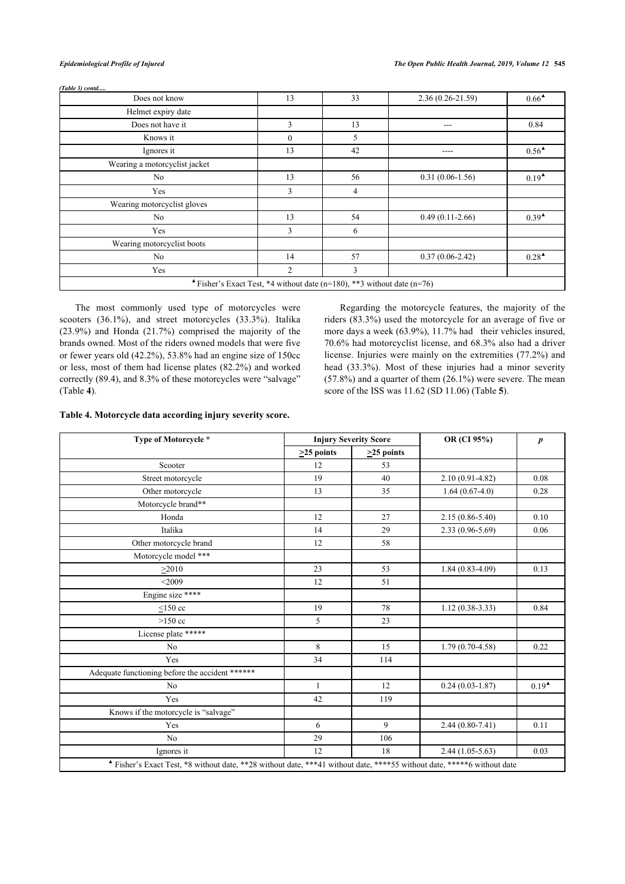*(Table 3) contd.....*

| | | | | |
|---|---|---|---|---|
| Does not know | 13 | 33 | 2.36 (0.26-21.59) | 0.66▲ |
| Helmet expiry date | | | | |
| Does not have it | 3 | 13 | --- | 0.84 |
| Knows it | 0 | 5 | | |
| Ignores it | 13 | 42 | ---- | 0.56▲ |
| Wearing a motorcyclist jacket | | | | |
| No | 13 | 56 | 0.31 (0.06-1.56) | 0.19▲ |
| Yes | 3 | 4 | | |
| Wearing motorcyclist gloves | | | | |
| No | 13 | 54 | 0.49 (0.11-2.66) | 0.39▲ |
| Yes | 3 | 6 | | |
| Wearing motorcyclist boots | | | | |
| No | 14 | 57 | 0.37 (0.06-2.42) | 0.28▲ |
| Yes | 2 | 3 | | |
| ▲ Fisher's Exact Test, *4 without date (n=180), **3 without date (n=76) | | | | |

The most commonly used type of motorcycles were scooters (36.1%), and street motorcycles (33.3%). Italika (23.9%) and Honda (21.7%) comprised the majority of the brands owned. Most of the riders owned models that were five or fewer years old (42.2%), 53.8% had an engine size of 150cc or less, most of them had license plates (82.2%) and worked correctly (89.4), and 8.3% of these motorcycles were "salvage" (Table **4**).

Regarding the motorcycle features, the majority of the riders (83.3%) used the motorcycle for an average of five or more days a week (63.9%), 11.7% had their vehicles insured, 70.6% had motorcyclist license, and 68.3% also had a driver license. Injuries were mainly on the extremities (77.2%) and head (33.3%). Most of these injuries had a minor severity (57.8%) and a quarter of them (26.1%) were severe. The mean score of the ISS was 11.62 (SD 11.06) (Table **5**).

**Table 4. Motorcycle data according injury severity score.**

| **Type of Motorcycle *** | **Injury Severity Score** | | **OR (CI 95%)** | ***p*** |
|---|---|---|---|---|
| | **>25 points** | **>25 points** | | |
| Scooter | 12 | 53 | | |
| Street motorcycle | 19 | 40 | 2.10 (0.91-4.82) | 0.08 |
| Other motorcycle | 13 | 35 | 1.64 (0.67-4.0) | 0.28 |
| Motorcycle brand** | | | | |
| Honda | 12 | 27 | 2.15 (0.86-5.40) | 0.10 |
| Italika | 14 | 29 | 2.33 (0.96-5.69) | 0.06 |
| Other motorcycle brand | 12 | 58 | | |
| Motorcycle model *** | | | | |
| >2010 | 23 | 53 | 1.84 (0.83-4.09) | 0.13 |
| <2009 | 12 | 51 | | |
| Engine size **** | | | | |
| <150 cc | 19 | 78 | 1.12 (0.38-3.33) | 0.84 |
| >150 cc | 5 | 23 | | |
| License plate ***** | | | | |
| No | 8 | 15 | 1.79 (0.70-4.58) | 0.22 |
| Yes | 34 | 114 | | |
| Adequate functioning before the accident ****** | | | | |
| No | 1 | 12 | 0.24 (0.03-1.87) | 0.19▲ |
| Yes | 42 | 119 | | |
| Knows if the motorcycle is "salvage" | | | | |
| Yes | 6 | 9 | 2.44 (0.80-7.41) | 0.11 |
| No | 29 | 106 | | |
| Ignores it | 12 | 18 | 2.44 (1.05-5.63) | 0.03 |
| ▲ Fisher's Exact Test, *8 without date, **28 without date, ***41 without date, ****55 without date, *****6 without date | | | | |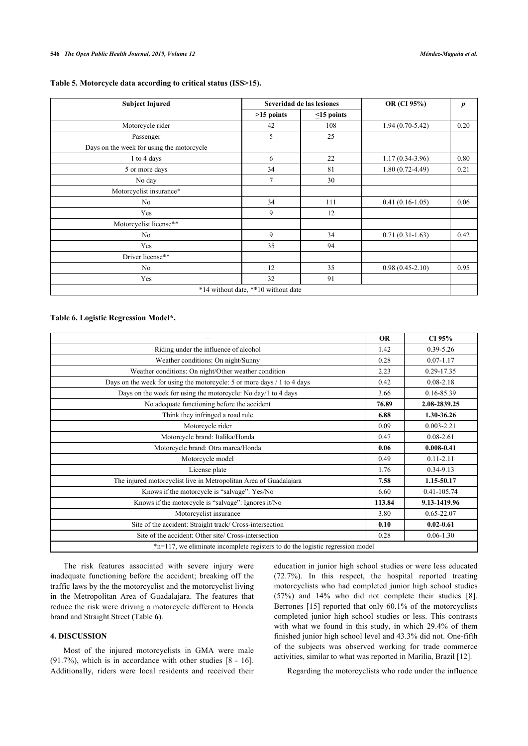**Table 5. Motorcycle data according to critical status (ISS>15).**

| Subject Injured | Severidad de las lesiones | | OR (CI 95%) | *p* |
|---|---|---|---|---|
| | >15 points | ≤15 points | | |
| Motorcycle rider | 42 | 108 | 1.94 (0.70-5.42) | 0.20 |
| Passenger | 5 | 25 | | |
| Days on the week for using the motorcycle | | | | |
| 1 to 4 days | 6 | 22 | 1.17 (0.34-3.96) | 0.80 |
| 5 or more days | 34 | 81 | 1.80 (0.72-4.49) | 0.21 |
| No day | 7 | 30 | | |
| Motorcyclist insurance* | | | | |
| No | 34 | 111 | 0.41 (0.16-1.05) | 0.06 |
| Yes | 9 | 12 | | |
| Motorcyclist license** | | | | |
| No | 9 | 34 | 0.71 (0.31-1.63) | 0.42 |
| Yes | 35 | 94 | | |
| Driver license** | | | | |
| No | 12 | 35 | 0.98 (0.45-2.10) | 0.95 |
| Yes | 32 | 91 | | |
| *14 without date, **10 without date | | | | |

**Table 6. Logistic Regression Model*.**

| – | OR | CI 95% |
|---|---|---|
| Riding under the influence of alcohol | 1.42 | 0.39-5.26 |
| Weather conditions: On night/Sunny | 0.28 | 0.07-1.17 |
| Weather conditions: On night/Other weather condition | 2.23 | 0.29-17.35 |
| Days on the week for using the motorcycle: 5 or more days / 1 to 4 days | 0.42 | 0.08-2.18 |
| Days on the week for using the motorcycle: No day/1 to 4 days | 3.66 | 0.16-85.39 |
| No adequate functioning before the accident | **76.89** | **2.08-2839.25** |
| Think they infringed a road rule | **6.88** | **1.30-36.26** |
| Motorcycle rider | 0.09 | 0.003-2.21 |
| Motorcycle brand: Italika/Honda | 0.47 | 0.08-2.61 |
| Motorcycle brand: Otra marca/Honda | **0.06** | **0.008-0.41** |
| Motorcycle model | 0.49 | 0.11-2.11 |
| License plate | 1.76 | 0.34-9.13 |
| The injured motorcyclist live in Metropolitan Area of Guadalajara | **7.58** | **1.15-50.17** |
| Knows if the motorcycle is "salvage": Yes/No | 6.60 | 0.41-105.74 |
| Knows if the motorcycle is "salvage": Ignores it/No | **113.84** | **9.13-1419.96** |
| Motorcyclist insurance | 3.80 | 0.65-22.07 |
| Site of the accident: Straight track/ Cross-intersection | **0.10** | **0.02-0.61** |
| Site of the accident: Other site/ Cross-intersection | 0.28 | 0.06-1.30 |
| *n=117, we eliminate incomplete registers to do the logistic regression model | | |

The risk features associated with severe injury were inadequate functioning before the accident; breaking off the traffic laws by the the motorcyclist and the motorcyclist living in the Metropolitan Area of Guadalajara. The features that reduce the risk were driving a motorcycle different to Honda brand and Straight Street (Table **6**).

## 4. DISCUSSION

Most of the injured motorcyclists in GMA were male (91.7%), which is in accordance with other studies [8 - 16]. Additionally, riders were local residents and received their education in junior high school studies or were less educated (72.7%). In this respect, the hospital reported treating motorcyclists who had completed junior high school studies (57%) and 14% who did not complete their studies [8]. Berrones [15] reported that only 60.1% of the motorcyclists completed junior high school studies or less. This contrasts with what we found in this study, in which 29.4% of them finished junior high school level and 43.3% did not. One-fifth of the subjects was observed working for trade commerce activities, similar to what was reported in Marilia, Brazil [12].

Regarding the motorcyclists who rode under the influence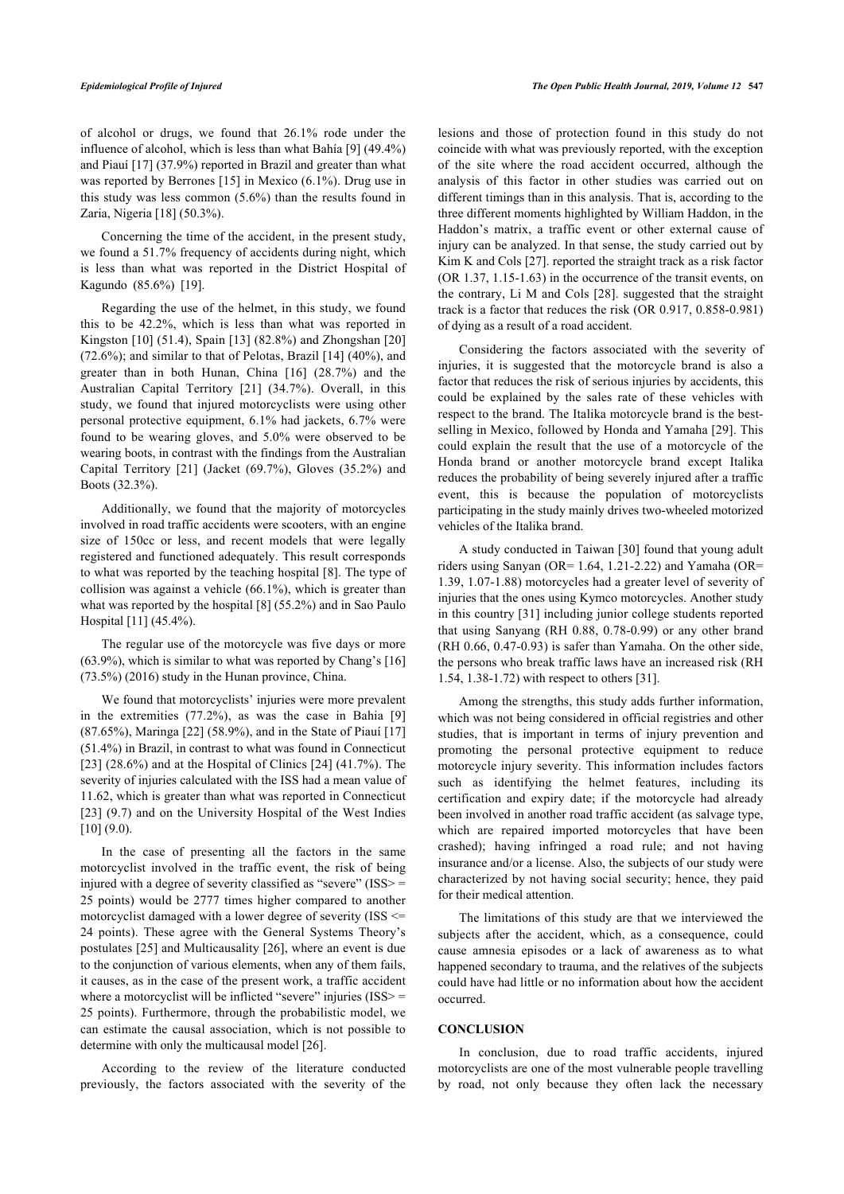of alcohol or drugs, we found that 26.1% rode under the influence of alcohol, which is less than what Bahía [9] (49.4%) and Piauí [17] (37.9%) reported in Brazil and greater than what was reported by Berrones [15] in Mexico (6.1%). Drug use in this study was less common (5.6%) than the results found in Zaria, Nigeria [18] (50.3%).

Concerning the time of the accident, in the present study, we found a 51.7% frequency of accidents during night, which is less than what was reported in the District Hospital of Kagundo (85.6%) [19].

Regarding the use of the helmet, in this study, we found this to be 42.2%, which is less than what was reported in Kingston [10] (51.4), Spain [13] (82.8%) and Zhongshan [20] (72.6%); and similar to that of Pelotas, Brazil [14] (40%), and greater than in both Hunan, China [16] (28.7%) and the Australian Capital Territory [21] (34.7%). Overall, in this study, we found that injured motorcyclists were using other personal protective equipment, 6.1% had jackets, 6.7% were found to be wearing gloves, and 5.0% were observed to be wearing boots, in contrast with the findings from the Australian Capital Territory [21] (Jacket (69.7%), Gloves (35.2%) and Boots (32.3%).

Additionally, we found that the majority of motorcycles involved in road traffic accidents were scooters, with an engine size of 150cc or less, and recent models that were legally registered and functioned adequately. This result corresponds to what was reported by the teaching hospital [8]. The type of collision was against a vehicle (66.1%), which is greater than what was reported by the hospital [8] (55.2%) and in Sao Paulo Hospital [11] (45.4%).

The regular use of the motorcycle was five days or more (63.9%), which is similar to what was reported by Chang's [16] (73.5%) (2016) study in the Hunan province, China.

We found that motorcyclists' injuries were more prevalent in the extremities (77.2%), as was the case in Bahia [9] (87.65%), Maringa [22] (58.9%), and in the State of Piauí [17] (51.4%) in Brazil, in contrast to what was found in Connecticut [23] (28.6%) and at the Hospital of Clinics [24] (41.7%). The severity of injuries calculated with the ISS had a mean value of 11.62, which is greater than what was reported in Connecticut [23] (9.7) and on the University Hospital of the West Indies [10] (9.0).

In the case of presenting all the factors in the same motorcyclist involved in the traffic event, the risk of being injured with a degree of severity classified as "severe" (ISS> = 25 points) would be 2777 times higher compared to another motorcyclist damaged with a lower degree of severity (ISS <= 24 points). These agree with the General Systems Theory's postulates [25] and Multicausality [26], where an event is due to the conjunction of various elements, when any of them fails, it causes, as in the case of the present work, a traffic accident where a motorcyclist will be inflicted "severe" injuries (ISS> = 25 points). Furthermore, through the probabilistic model, we can estimate the causal association, which is not possible to determine with only the multicausal model [26].

According to the review of the literature conducted previously, the factors associated with the severity of the lesions and those of protection found in this study do not coincide with what was previously reported, with the exception of the site where the road accident occurred, although the analysis of this factor in other studies was carried out on different timings than in this analysis. That is, according to the three different moments highlighted by William Haddon, in the Haddon's matrix, a traffic event or other external cause of injury can be analyzed. In that sense, the study carried out by Kim K and Cols [27]. reported the straight track as a risk factor (OR 1.37, 1.15-1.63) in the occurrence of the transit events, on the contrary, Li M and Cols [28]. suggested that the straight track is a factor that reduces the risk (OR 0.917, 0.858-0.981) of dying as a result of a road accident.

Considering the factors associated with the severity of injuries, it is suggested that the motorcycle brand is also a factor that reduces the risk of serious injuries by accidents, this could be explained by the sales rate of these vehicles with respect to the brand. The Italika motorcycle brand is the best-selling in Mexico, followed by Honda and Yamaha [29]. This could explain the result that the use of a motorcycle of the Honda brand or another motorcycle brand except Italika reduces the probability of being severely injured after a traffic event, this is because the population of motorcyclists participating in the study mainly drives two-wheeled motorized vehicles of the Italika brand.

A study conducted in Taiwan [30] found that young adult riders using Sanyan (OR= 1.64, 1.21-2.22) and Yamaha (OR= 1.39, 1.07-1.88) motorcycles had a greater level of severity of injuries that the ones using Kymco motorcycles. Another study in this country [31] including junior college students reported that using Sanyang (RH 0.88, 0.78-0.99) or any other brand (RH 0.66, 0.47-0.93) is safer than Yamaha. On the other side, the persons who break traffic laws have an increased risk (RH 1.54, 1.38-1.72) with respect to others [31].

Among the strengths, this study adds further information, which was not being considered in official registries and other studies, that is important in terms of injury prevention and promoting the personal protective equipment to reduce motorcycle injury severity. This information includes factors such as identifying the helmet features, including its certification and expiry date; if the motorcycle had already been involved in another road traffic accident (as salvage type, which are repaired imported motorcycles that have been crashed); having infringed a road rule; and not having insurance and/or a license. Also, the subjects of our study were characterized by not having social security; hence, they paid for their medical attention.

The limitations of this study are that we interviewed the subjects after the accident, which, as a consequence, could cause amnesia episodes or a lack of awareness as to what happened secondary to trauma, and the relatives of the subjects could have had little or no information about how the accident occurred.

## CONCLUSION

In conclusion, due to road traffic accidents, injured motorcyclists are one of the most vulnerable people travelling by road, not only because they often lack the necessary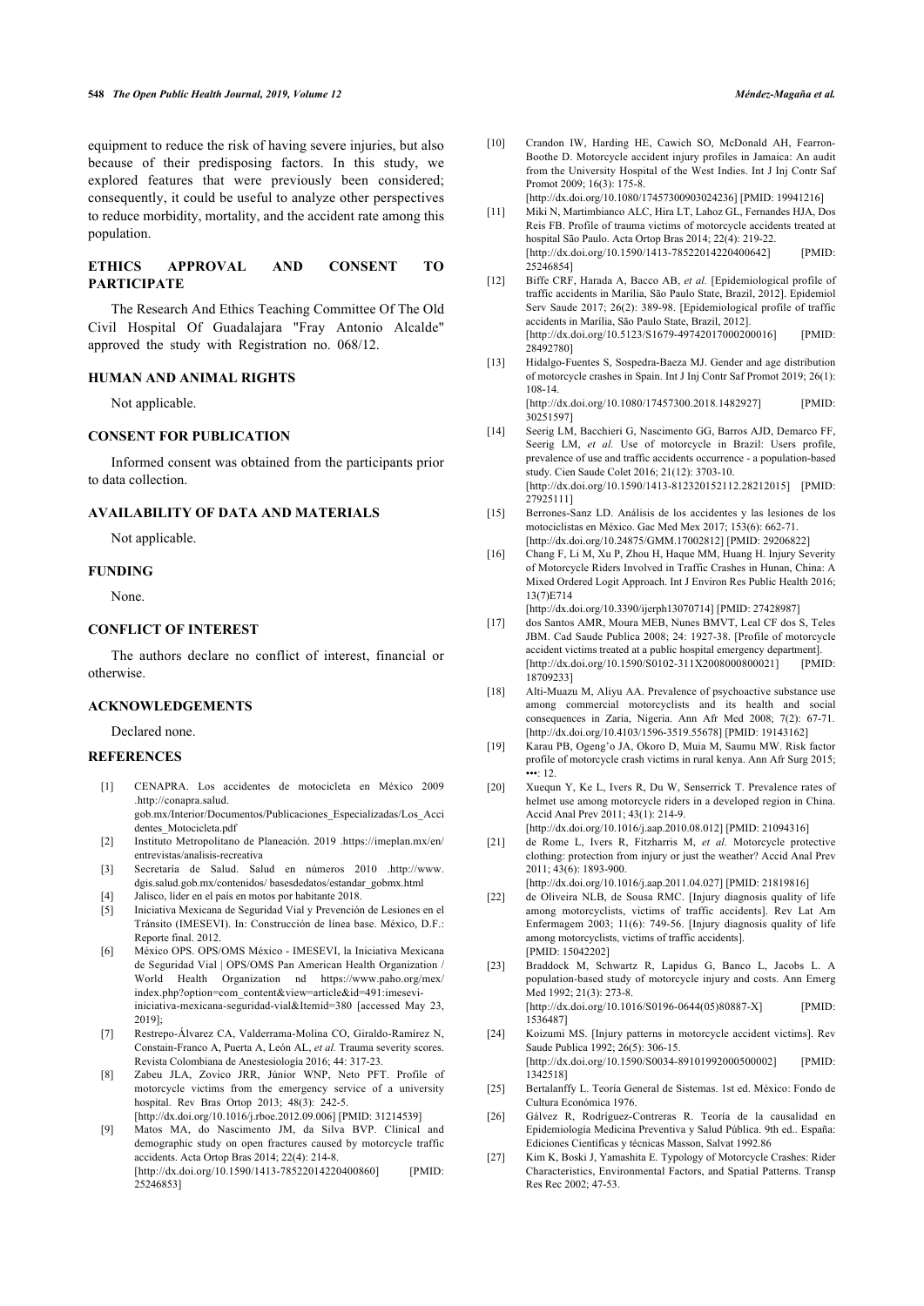equipment to reduce the risk of having severe injuries, but also because of their predisposing factors. In this study, we explored features that were previously been considered; consequently, it could be useful to analyze other perspectives to reduce morbidity, mortality, and the accident rate among this population.

## ETHICS APPROVAL AND CONSENT TO PARTICIPATE

The Research And Ethics Teaching Committee Of The Old Civil Hospital Of Guadalajara "Fray Antonio Alcalde" approved the study with Registration no. 068/12.

## HUMAN AND ANIMAL RIGHTS

Not applicable.

## CONSENT FOR PUBLICATION

Informed consent was obtained from the participants prior to data collection.

## AVAILABILITY OF DATA AND MATERIALS

Not applicable.

## FUNDING

None.

## CONFLICT OF INTEREST

The authors declare no conflict of interest, financial or otherwise.

## ACKNOWLEDGEMENTS

Declared none.

## REFERENCES

[1] CENAPRA. Los accidentes de motocicleta en México 2009 .http://conapra.salud.gob.mx/Interior/Documentos/Publicaciones_Especializadas/Los_Accidentes_Motocicleta.pdf

[2] Instituto Metropolitano de Planeación. 2019 .https://imeplan.mx/en/entrevistas/analisis-recreativa

[3] Secretaría de Salud. Salud en números 2010 .http://www.dgis.salud.gob.mx/contenidos/ basesdedatos/estandar_gobmx.html

[4] Jalisco, líder en el país en motos por habitante 2018.

[5] Iniciativa Mexicana de Seguridad Vial y Prevención de Lesiones en el Tránsito (IMESEVI). In: Construcción de línea base. México, D.F.: Reporte final. 2012.

[6] México OPS. OPS/OMS México - IMESEVI, la Iniciativa Mexicana de Seguridad Vial | OPS/OMS Pan American Health Organization / World Health Organization nd https://www.paho.org/mex/index.php?option=com_content&view=article&id=491:imesevi-iniciativa-mexicana-seguridad-vial&Itemid=380 [accessed May 23, 2019];

[7] Restrepo-Álvarez CA, Valderrama-Molina CO, Giraldo-Ramírez N, Constain-Franco A, Puerta A, León AL, *et al.* Trauma severity scores. Revista Colombiana de Anestesiología 2016; 44: 317-23.

[8] Zabeu JLA, Zovico JRR, Júnior WNP, Neto PFT. Profile of motorcycle victims from the emergency service of a university hospital. Rev Bras Ortop 2013; 48(3): 242-5. [http://dx.doi.org/10.1016/j.rboe.2012.09.006] [PMID: 31214539]

[9] Matos MA, do Nascimento JM, da Silva BVP. Clinical and demographic study on open fractures caused by motorcycle traffic accidents. Acta Ortop Bras 2014; 22(4): 214-8. [http://dx.doi.org/10.1590/1413-78522014220400860] [PMID: 25246853]

[10] Crandon IW, Harding HE, Cawich SO, McDonald AH, Fearron-Boothe D. Motorcycle accident injury profiles in Jamaica: An audit from the University Hospital of the West Indies. Int J Inj Contr Saf Promot 2009; 16(3): 175-8. [http://dx.doi.org/10.1080/17457300903024236] [PMID: 19941216]

[11] Miki N, Martimbianco ALC, Hira LT, Lahoz GL, Fernandes HJA, Dos Reis FB. Profile of trauma victims of motorcycle accidents treated at hospital São Paulo. Acta Ortop Bras 2014; 22(4): 219-22. [http://dx.doi.org/10.1590/1413-78522014220400642] [PMID: 25246854]

[12] Biffe CRF, Harada A, Bacco AB, *et al.* [Epidemiological profile of traffic accidents in Marília, São Paulo State, Brazil, 2012]. Epidemiol Serv Saude 2017; 26(2): 389-98. [Epidemiological profile of traffic accidents in Marília, São Paulo State, Brazil, 2012]. [http://dx.doi.org/10.5123/S1679-49742017000200016] [PMID: 28492780]

[13] Hidalgo-Fuentes S, Sospedra-Baeza MJ. Gender and age distribution of motorcycle crashes in Spain. Int J Inj Contr Saf Promot 2019; 26(1): 108-14. [http://dx.doi.org/10.1080/17457300.2018.1482927] [PMID: 30251597]

[14] Seerig LM, Bacchieri G, Nascimento GG, Barros AJD, Demarco FF, Seerig LM, *et al.* Use of motorcycle in Brazil: Users profile, prevalence of use and traffic accidents occurrence - a population-based study. Cien Saude Colet 2016; 21(12): 3703-10. [http://dx.doi.org/10.1590/1413-812320152112.28212015] [PMID: 27925111]

[15] Berrones-Sanz LD. Análisis de los accidentes y las lesiones de los motociclistas en México. Gac Med Mex 2017; 153(6): 662-71. [http://dx.doi.org/10.24875/GMM.17002812] [PMID: 29206822]

[16] Chang F, Li M, Xu P, Zhou H, Haque MM, Huang H. Injury Severity of Motorcycle Riders Involved in Traffic Crashes in Hunan, China: A Mixed Ordered Logit Approach. Int J Environ Res Public Health 2016; 13(7)E714 [http://dx.doi.org/10.3390/ijerph13070714] [PMID: 27428987]

[17] dos Santos AMR, Moura MEB, Nunes BMVT, Leal CF dos S, Teles JBM. Cad Saude Publica 2008; 24: 1927-38. [Profile of motorcycle accident victims treated at a public hospital emergency department]. [http://dx.doi.org/10.1590/S0102-311X2008000800021] [PMID: 18709233]

[18] Alti-Muazu M, Aliyu AA. Prevalence of psychoactive substance use among commercial motorcyclists and its health and social consequences in Zaria, Nigeria. Ann Afr Med 2008; 7(2): 67-71. [http://dx.doi.org/10.4103/1596-3519.55678] [PMID: 19143162]

[19] Karau PB, Ogeng'o JA, Okoro D, Muia M, Saumu MW. Risk factor profile of motorcycle crash victims in rural kenya. Ann Afr Surg 2015; •••: 12.

[20] Xuequn Y, Ke L, Ivers R, Du W, Senserrick T. Prevalence rates of helmet use among motorcycle riders in a developed region in China. Accid Anal Prev 2011; 43(1): 214-9. [http://dx.doi.org/10.1016/j.aap.2010.08.012] [PMID: 21094316]

[21] de Rome L, Ivers R, Fitzharris M, *et al.* Motorcycle protective clothing: protection from injury or just the weather? Accid Anal Prev 2011; 43(6): 1893-900. [http://dx.doi.org/10.1016/j.aap.2011.04.027] [PMID: 21819816]

[22] de Oliveira NLB, de Sousa RMC. [Injury diagnosis quality of life among motorcyclists, victims of traffic accidents]. Rev Lat Am Enfermagem 2003; 11(6): 749-56. [Injury diagnosis quality of life among motorcyclists, victims of traffic accidents]. [PMID: 15042202]

[23] Braddock M, Schwartz R, Lapidus G, Banco L, Jacobs L. A population-based study of motorcycle injury and costs. Ann Emerg Med 1992; 21(3): 273-8. [http://dx.doi.org/10.1016/S0196-0644(05)80887-X] [PMID: 1536487]

[24] Koizumi MS. [Injury patterns in motorcycle accident victims]. Rev Saude Publica 1992; 26(5): 306-15. [http://dx.doi.org/10.1590/S0034-89101992000500002] [PMID: 1342518]

[25] Bertalanffy L. Teoría General de Sistemas. 1st ed. México: Fondo de Cultura Económica 1976.

[26] Gálvez R, Rodríguez-Contreras R. Teoría de la causalidad en Epidemiología Medicina Preventiva y Salud Pública. 9th ed.. España: Ediciones Científicas y técnicas Masson, Salvat 1992.86

[27] Kim K, Boski J, Yamashita E. Typology of Motorcycle Crashes: Rider Characteristics, Environmental Factors, and Spatial Patterns. Transp Res Rec 2002; 47-53.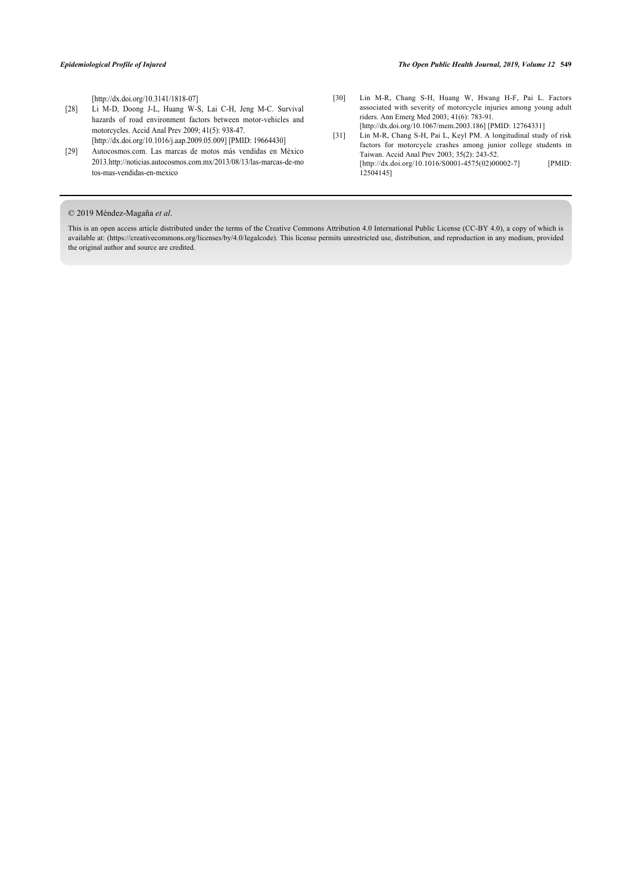[http://dx.doi.org/10.3141/1818-07]

[28] Li M-D, Doong J-L, Huang W-S, Lai C-H, Jeng M-C. Survival hazards of road environment factors between motor-vehicles and motorcycles. Accid Anal Prev 2009; 41(5): 938-47. [http://dx.doi.org/10.1016/j.aap.2009.05.009] [PMID: 19664430]

[29] Autocosmos.com. Las marcas de motos más vendidas en México 2013.http://noticias.autocosmos.com.mx/2013/08/13/las-marcas-de-motos-mas-vendidas-en-mexico

[30] Lin M-R, Chang S-H, Huang W, Hwang H-F, Pai L. Factors associated with severity of motorcycle injuries among young adult riders. Ann Emerg Med 2003; 41(6): 783-91. [http://dx.doi.org/10.1067/mem.2003.186] [PMID: 12764331]

[31] Lin M-R, Chang S-H, Pai L, Keyl PM. A longitudinal study of risk factors for motorcycle crashes among junior college students in Taiwan. Accid Anal Prev 2003; 35(2): 243-52. [http://dx.doi.org/10.1016/S0001-4575(02)00002-7] [PMID: 12504145]

© 2019 Méndez-Magaña *et al*.

This is an open access article distributed under the terms of the Creative Commons Attribution 4.0 International Public License (CC-BY 4.0), a copy of which is available at: (https://creativecommons.org/licenses/by/4.0/legalcode). This license permits unrestricted use, distribution, and reproduction in any medium, provided the original author and source are credited.